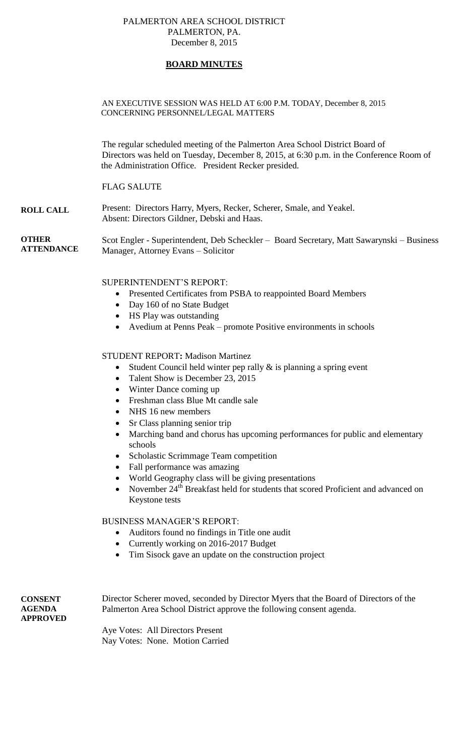PALMERTON AREA SCHOOL DISTRICT
PALMERTON, PA.
December 8, 2015

# **BOARD MINUTES**

AN EXECUTIVE SESSION WAS HELD AT 6:00 P.M. TODAY, December 8, 2015 CONCERNING PERSONNEL/LEGAL MATTERS

The regular scheduled meeting of the Palmerton Area School District Board of Directors was held on Tuesday, December 8, 2015, at 6:30 p.m. in the Conference Room of the Administration Office. President Recker presided.

FLAG SALUTE

**ROLL CALL**

Present: Directors Harry, Myers, Recker, Scherer, Smale, and Yeakel.
Absent: Directors Gildner, Debski and Haas.

**OTHER ATTENDANCE**

Scot Engler - Superintendent, Deb Scheckler – Board Secretary, Matt Sawarynski – Business Manager, Attorney Evans – Solicitor

SUPERINTENDENT'S REPORT:

- Presented Certificates from PSBA to reappointed Board Members
- Day 160 of no State Budget
- HS Play was outstanding
- Avedium at Penns Peak – promote Positive environments in schools

STUDENT REPORT**:** Madison Martinez

- Student Council held winter pep rally & is planning a spring event
- Talent Show is December 23, 2015
- Winter Dance coming up
- Freshman class Blue Mt candle sale
- NHS 16 new members
- Sr Class planning senior trip
- Marching band and chorus has upcoming performances for public and elementary schools
- Scholastic Scrimmage Team competition
- Fall performance was amazing
- World Geography class will be giving presentations
- November 24th Breakfast held for students that scored Proficient and advanced on Keystone tests

BUSINESS MANAGER'S REPORT:

- Auditors found no findings in Title one audit
- Currently working on 2016-2017 Budget
- Tim Sisock gave an update on the construction project

**CONSENT AGENDA APPROVED**

Director Scherer moved, seconded by Director Myers that the Board of Directors of the Palmerton Area School District approve the following consent agenda.

Aye Votes: All Directors Present
Nay Votes: None. Motion Carried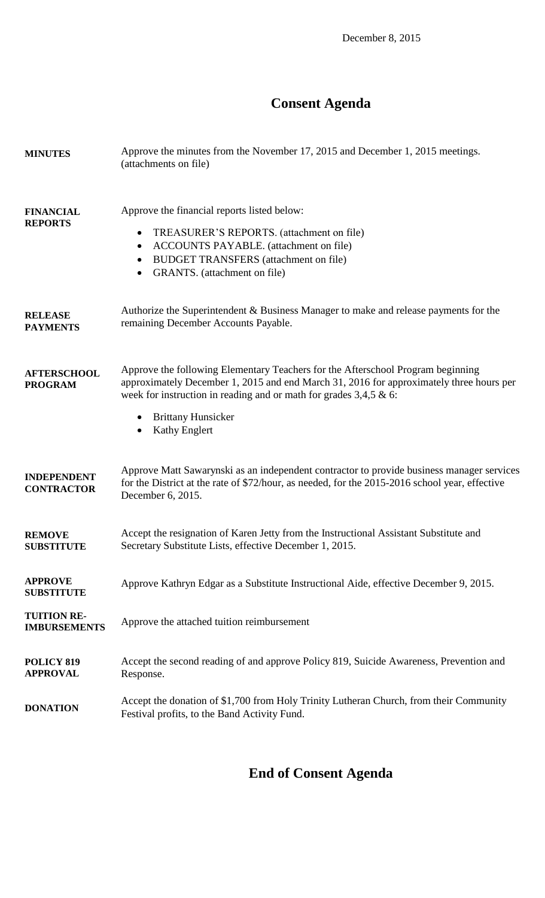December 8, 2015

# Consent Agenda

**MINUTES**

Approve the minutes from the November 17, 2015 and December 1, 2015 meetings. (attachments on file)

**FINANCIAL REPORTS**

Approve the financial reports listed below:

- TREASURER'S REPORTS. (attachment on file)
- ACCOUNTS PAYABLE. (attachment on file)
- BUDGET TRANSFERS (attachment on file)
- GRANTS. (attachment on file)

**RELEASE PAYMENTS**

Authorize the Superintendent & Business Manager to make and release payments for the remaining December Accounts Payable.

**AFTERSCHOOL PROGRAM**

Approve the following Elementary Teachers for the Afterschool Program beginning approximately December 1, 2015 and end March 31, 2016 for approximately three hours per week for instruction in reading and or math for grades 3,4,5 & 6:

- Brittany Hunsicker
- Kathy Englert

**INDEPENDENT CONTRACTOR**

Approve Matt Sawarynski as an independent contractor to provide business manager services for the District at the rate of $72/hour, as needed, for the 2015-2016 school year, effective December 6, 2015.

**REMOVE SUBSTITUTE**

Accept the resignation of Karen Jetty from the Instructional Assistant Substitute and Secretary Substitute Lists, effective December 1, 2015.

**APPROVE SUBSTITUTE**

Approve Kathryn Edgar as a Substitute Instructional Aide, effective December 9, 2015.

**TUITION RE-IMBURSEMENTS**

Approve the attached tuition reimbursement

**POLICY 819 APPROVAL**

Accept the second reading of and approve Policy 819, Suicide Awareness, Prevention and Response.

**DONATION**

Accept the donation of $1,700 from Holy Trinity Lutheran Church, from their Community Festival profits, to the Band Activity Fund.

# End of Consent Agenda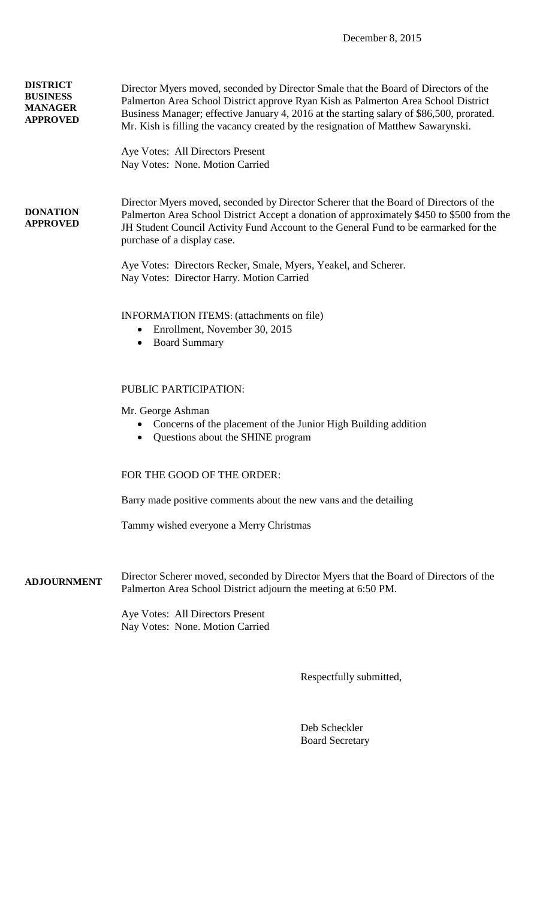December 8, 2015

**DISTRICT BUSINESS MANAGER APPROVED**

Director Myers moved, seconded by Director Smale that the Board of Directors of the Palmerton Area School District approve Ryan Kish as Palmerton Area School District Business Manager; effective January 4, 2016 at the starting salary of $86,500, prorated. Mr. Kish is filling the vacancy created by the resignation of Matthew Sawarynski.

Aye Votes: All Directors Present
Nay Votes: None. Motion Carried

**DONATION APPROVED**

Director Myers moved, seconded by Director Scherer that the Board of Directors of the Palmerton Area School District Accept a donation of approximately $450 to $500 from the JH Student Council Activity Fund Account to the General Fund to be earmarked for the purchase of a display case.

Aye Votes: Directors Recker, Smale, Myers, Yeakel, and Scherer.
Nay Votes: Director Harry. Motion Carried

INFORMATION ITEMS: (attachments on file)

- Enrollment, November 30, 2015
- Board Summary

PUBLIC PARTICIPATION:

Mr. George Ashman

- Concerns of the placement of the Junior High Building addition
- Questions about the SHINE program

FOR THE GOOD OF THE ORDER:

Barry made positive comments about the new vans and the detailing

Tammy wished everyone a Merry Christmas

**ADJOURNMENT**

Director Scherer moved, seconded by Director Myers that the Board of Directors of the Palmerton Area School District adjourn the meeting at 6:50 PM.

Aye Votes: All Directors Present
Nay Votes: None. Motion Carried

Respectfully submitted,

Deb Scheckler
Board Secretary